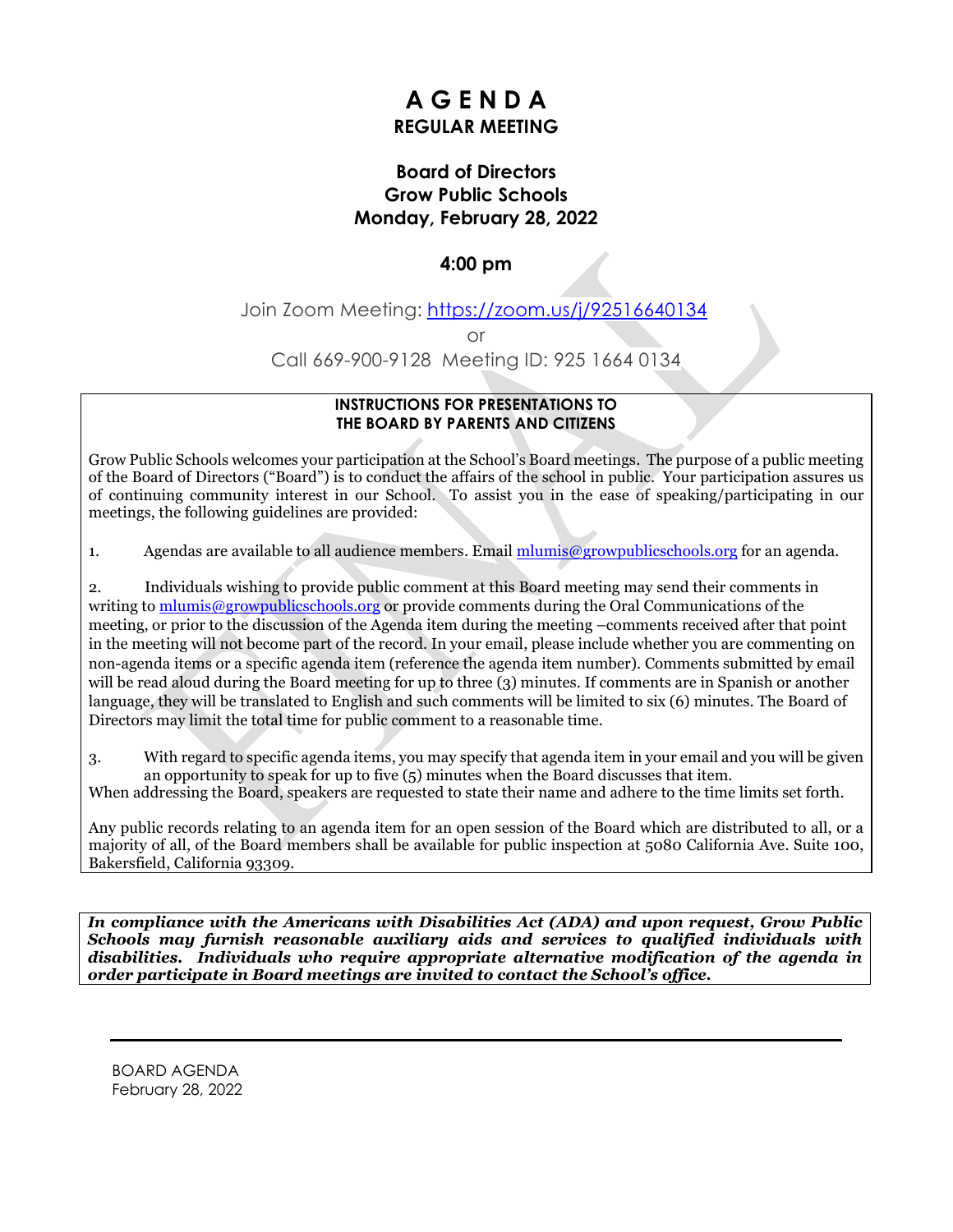# A G E N D A
## REGULAR MEETING

### Board of Directors
### Grow Public Schools
### Monday, February 28, 2022

**4:00 pm**

Join Zoom Meeting: https://zoom.us/j/92516640134

or

Call 669-900-9128 Meeting ID: 925 1664 0134

**INSTRUCTIONS FOR PRESENTATIONS TO THE BOARD BY PARENTS AND CITIZENS**

Grow Public Schools welcomes your participation at the School's Board meetings. The purpose of a public meeting of the Board of Directors ("Board") is to conduct the affairs of the school in public. Your participation assures us of continuing community interest in our School. To assist you in the ease of speaking/participating in our meetings, the following guidelines are provided:

1. Agendas are available to all audience members. Email mlumis@growpublicschools.org for an agenda.

2. Individuals wishing to provide public comment at this Board meeting may send their comments in writing to mlumis@growpublicschools.org or provide comments during the Oral Communications of the meeting, or prior to the discussion of the Agenda item during the meeting –comments received after that point in the meeting will not become part of the record. In your email, please include whether you are commenting on non-agenda items or a specific agenda item (reference the agenda item number). Comments submitted by email will be read aloud during the Board meeting for up to three (3) minutes. If comments are in Spanish or another language, they will be translated to English and such comments will be limited to six (6) minutes. The Board of Directors may limit the total time for public comment to a reasonable time.

3. With regard to specific agenda items, you may specify that agenda item in your email and you will be given an opportunity to speak for up to five (5) minutes when the Board discusses that item.

When addressing the Board, speakers are requested to state their name and adhere to the time limits set forth.

Any public records relating to an agenda item for an open session of the Board which are distributed to all, or a majority of all, of the Board members shall be available for public inspection at 5080 California Ave. Suite 100, Bakersfield, California 93309.

***In compliance with the Americans with Disabilities Act (ADA) and upon request, Grow Public Schools may furnish reasonable auxiliary aids and services to qualified individuals with disabilities. Individuals who require appropriate alternative modification of the agenda in order participate in Board meetings are invited to contact the School's office.***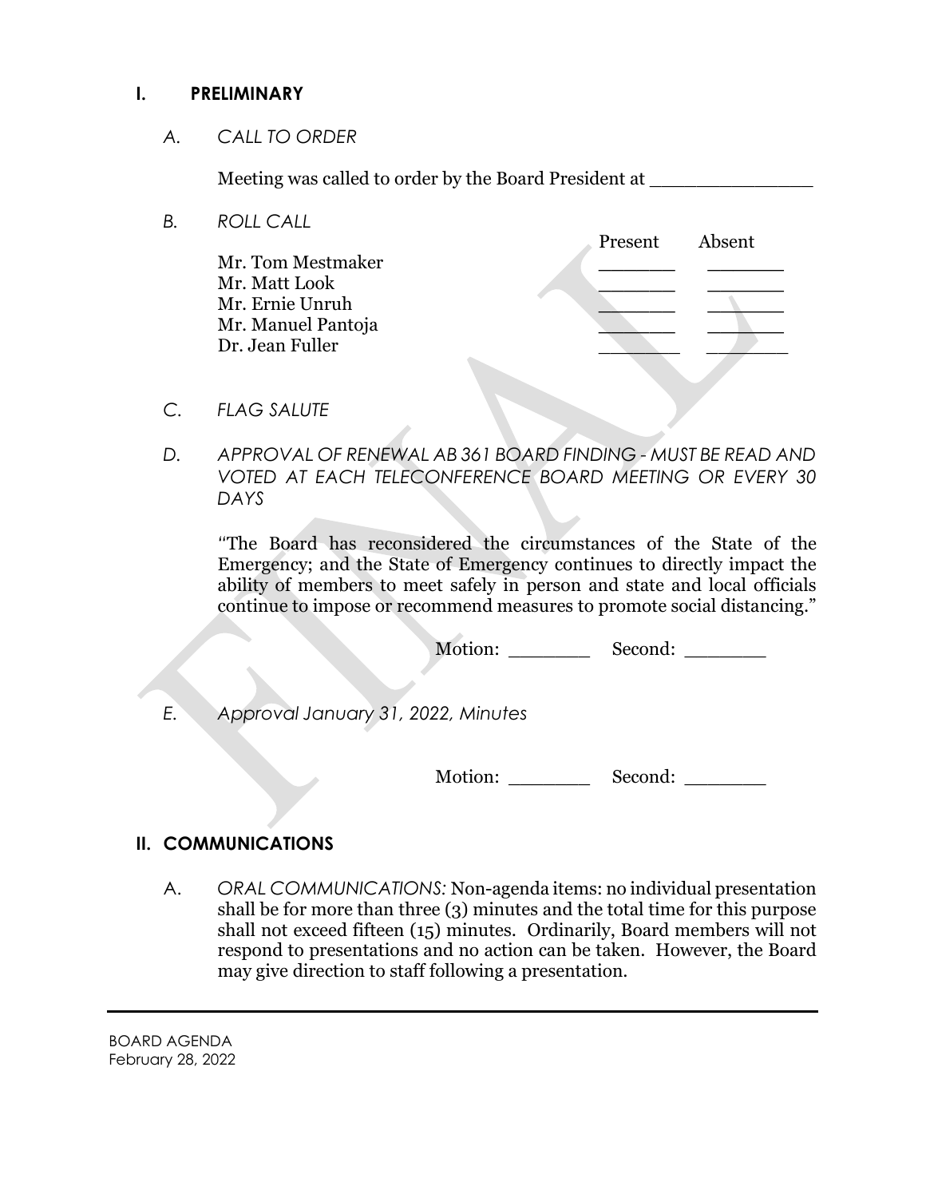## I. PRELIMINARY

### *A. CALL TO ORDER*

Meeting was called to order by the Board President at _______________

### *B. ROLL CALL*

| | Present | Absent |
|---|---|---|
| Mr. Tom Mestmaker | _______ | _______ |
| Mr. Matt Look | _______ | _______ |
| Mr. Ernie Unruh | _______ | _______ |
| Mr. Manuel Pantoja | _______ | _______ |
| Dr. Jean Fuller | _______ | _______ |

### *C. FLAG SALUTE*

### *D. APPROVAL OF RENEWAL AB 361 BOARD FINDING - MUST BE READ AND VOTED AT EACH TELECONFERENCE BOARD MEETING OR EVERY 30 DAYS*

"The Board has reconsidered the circumstances of the State of the Emergency; and the State of Emergency continues to directly impact the ability of members to meet safely in person and state and local officials continue to impose or recommend measures to promote social distancing."

Motion: _______ Second: _______

### *E. Approval January 31, 2022, Minutes*

Motion: _______ Second: _______

## II. COMMUNICATIONS

A. *ORAL COMMUNICATIONS:* Non-agenda items: no individual presentation shall be for more than three (3) minutes and the total time for this purpose shall not exceed fifteen (15) minutes. Ordinarily, Board members will not respond to presentations and no action can be taken. However, the Board may give direction to staff following a presentation.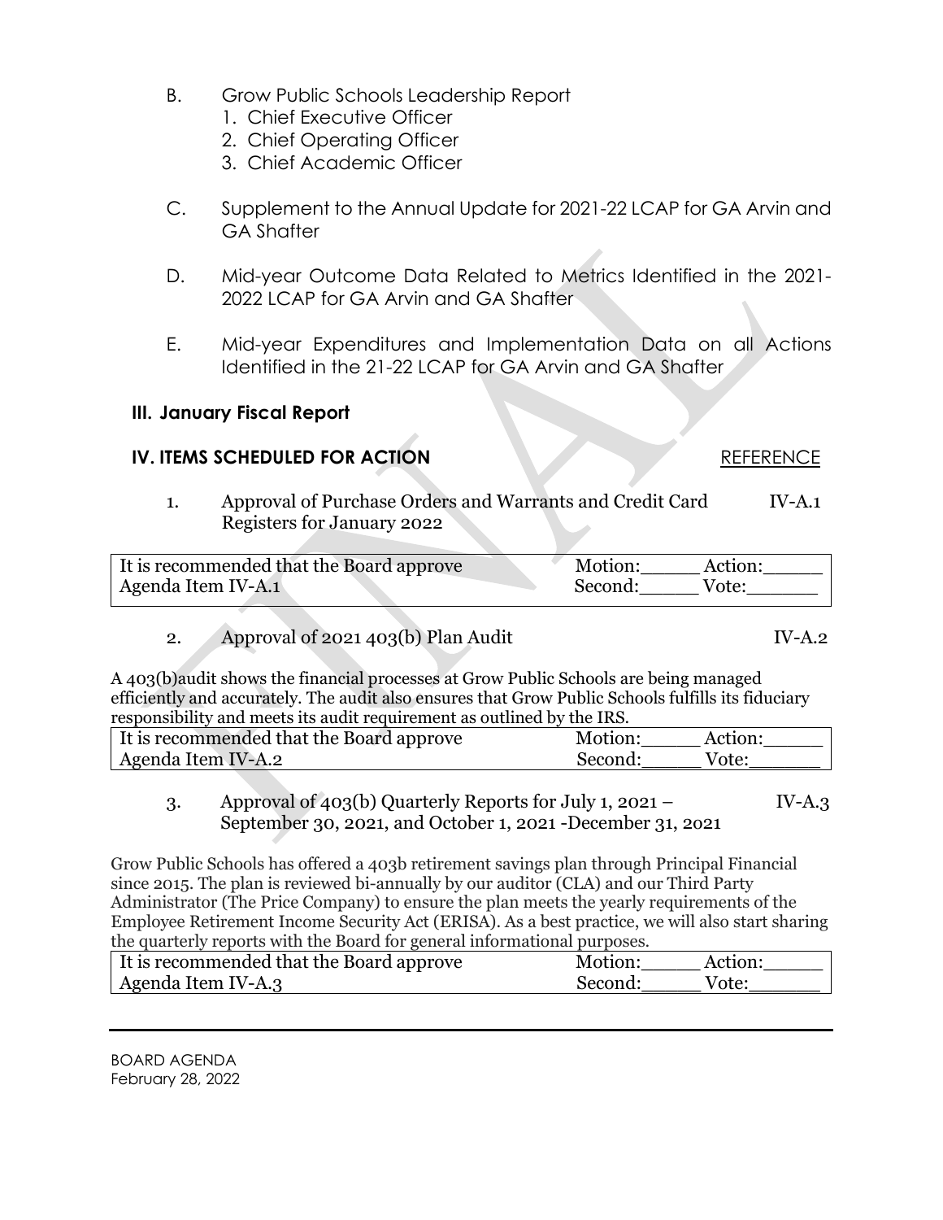B. Grow Public Schools Leadership Report
   1. Chief Executive Officer
   2. Chief Operating Officer
   3. Chief Academic Officer

C. Supplement to the Annual Update for 2021-22 LCAP for GA Arvin and GA Shafter

D. Mid-year Outcome Data Related to Metrics Identified in the 2021-2022 LCAP for GA Arvin and GA Shafter

E. Mid-year Expenditures and Implementation Data on all Actions Identified in the 21-22 LCAP for GA Arvin and GA Shafter

### III. January Fiscal Report

### IV. ITEMS SCHEDULED FOR ACTION — REFERENCE

1. Approval of Purchase Orders and Warrants and Credit Card Registers for January 2022 — IV-A.1

| It is recommended that the Board approve Agenda Item IV-A.1 | Motion:_____ Action:_____ Second:_____ Vote:______ |
|---|---|

2. Approval of 2021 403(b) Plan Audit — IV-A.2

A 403(b)audit shows the financial processes at Grow Public Schools are being managed efficiently and accurately. The audit also ensures that Grow Public Schools fulfills its fiduciary responsibility and meets its audit requirement as outlined by the IRS.

| It is recommended that the Board approve Agenda Item IV-A.2 | Motion:_____ Action:_____ Second:_____ Vote:______ |
|---|---|

3. Approval of 403(b) Quarterly Reports for July 1, 2021 – September 30, 2021, and October 1, 2021 -December 31, 2021 — IV-A.3

Grow Public Schools has offered a 403b retirement savings plan through Principal Financial since 2015. The plan is reviewed bi-annually by our auditor (CLA) and our Third Party Administrator (The Price Company) to ensure the plan meets the yearly requirements of the Employee Retirement Income Security Act (ERISA). As a best practice, we will also start sharing the quarterly reports with the Board for general informational purposes.

| It is recommended that the Board approve Agenda Item IV-A.3 | Motion:_____ Action:_____ Second:_____ Vote:______ |
|---|---|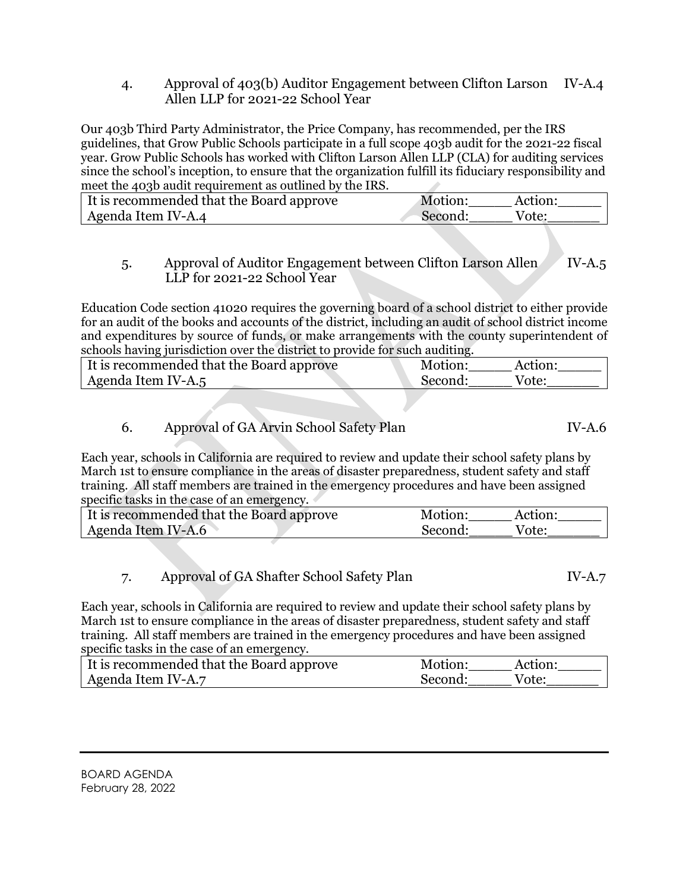4. Approval of 403(b) Auditor Engagement between Clifton Larson Allen LLP for 2021-22 School Year IV-A.4

Our 403b Third Party Administrator, the Price Company, has recommended, per the IRS guidelines, that Grow Public Schools participate in a full scope 403b audit for the 2021-22 fiscal year. Grow Public Schools has worked with Clifton Larson Allen LLP (CLA) for auditing services since the school's inception, to ensure that the organization fulfill its fiduciary responsibility and meet the 403b audit requirement as outlined by the IRS.

| It is recommended that the Board approve Agenda Item IV-A.4 | Motion:_____ Action:_____ Second:_____ Vote:______ |
|---|---|

5. Approval of Auditor Engagement between Clifton Larson Allen LLP for 2021-22 School Year IV-A.5

Education Code section 41020 requires the governing board of a school district to either provide for an audit of the books and accounts of the district, including an audit of school district income and expenditures by source of funds, or make arrangements with the county superintendent of schools having jurisdiction over the district to provide for such auditing.

| It is recommended that the Board approve Agenda Item IV-A.5 | Motion:_____ Action:_____ Second:_____ Vote:______ |
|---|---|

6. Approval of GA Arvin School Safety Plan IV-A.6

Each year, schools in California are required to review and update their school safety plans by March 1st to ensure compliance in the areas of disaster preparedness, student safety and staff training. All staff members are trained in the emergency procedures and have been assigned specific tasks in the case of an emergency.

| It is recommended that the Board approve Agenda Item IV-A.6 | Motion:_____ Action:_____ Second:_____ Vote:______ |
|---|---|

7. Approval of GA Shafter School Safety Plan IV-A.7

Each year, schools in California are required to review and update their school safety plans by March 1st to ensure compliance in the areas of disaster preparedness, student safety and staff training. All staff members are trained in the emergency procedures and have been assigned specific tasks in the case of an emergency.

| It is recommended that the Board approve Agenda Item IV-A.7 | Motion:_____ Action:_____ Second:_____ Vote:______ |
|---|---|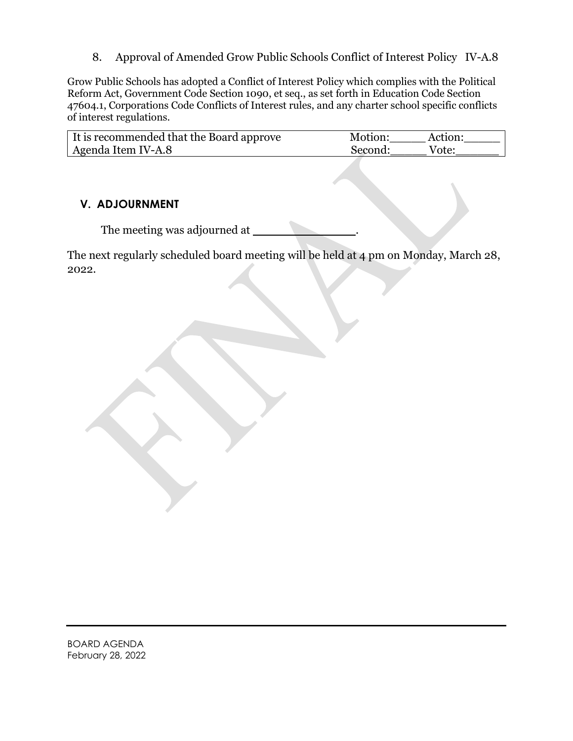8. Approval of Amended Grow Public Schools Conflict of Interest Policy IV-A.8

Grow Public Schools has adopted a Conflict of Interest Policy which complies with the Political Reform Act, Government Code Section 1090, et seq., as set forth in Education Code Section 47604.1, Corporations Code Conflicts of Interest rules, and any charter school specific conflicts of interest regulations.

| | |
|---|---|
| It is recommended that the Board approve Agenda Item IV-A.8 | Motion:_____ Action:_____ Second:_____ Vote:______ |

## V. ADJOURNMENT

The meeting was adjourned at _______________.

The next regularly scheduled board meeting will be held at 4 pm on Monday, March 28, 2022.

BOARD AGENDA
February 28, 2022